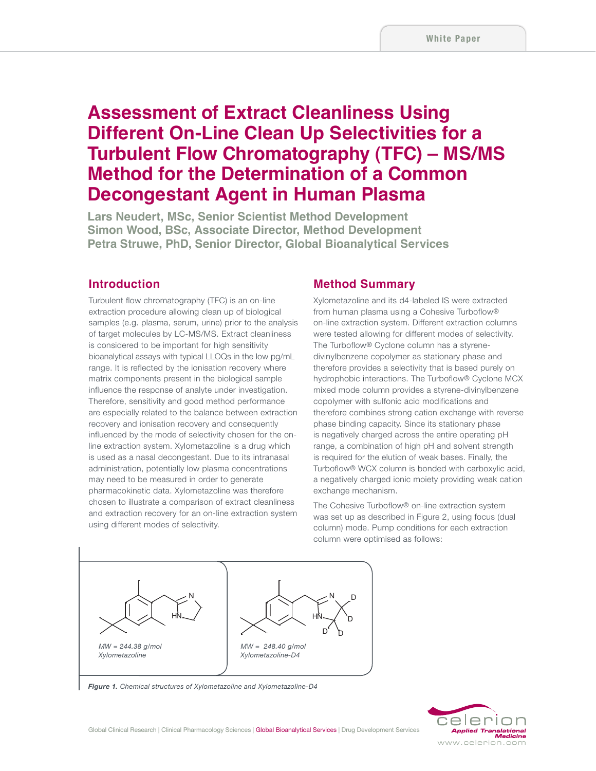White Paper

# Assessment of Extract Cleanliness Using Different On-Line Clean Up Selectivities for a Turbulent Flow Chromatography (TFC) – MS/MS Method for the Determination of a Common Decongestant Agent in Human Plasma

**Lars Neudert, MSc, Senior Scientist Method Development**
**Simon Wood, BSc, Associate Director, Method Development**
**Petra Struwe, PhD, Senior Director, Global Bioanalytical Services**

## Introduction

Turbulent flow chromatography (TFC) is an on-line extraction procedure allowing clean up of biological samples (e.g. plasma, serum, urine) prior to the analysis of target molecules by LC-MS/MS. Extract cleanliness is considered to be important for high sensitivity bioanalytical assays with typical LLOQs in the low pg/mL range. It is reflected by the ionisation recovery where matrix components present in the biological sample influence the response of analyte under investigation. Therefore, sensitivity and good method performance are especially related to the balance between extraction recovery and ionisation recovery and consequently influenced by the mode of selectivity chosen for the on-line extraction system. Xylometazoline is a drug which is used as a nasal decongestant. Due to its intranasal administration, potentially low plasma concentrations may need to be measured in order to generate pharmacokinetic data. Xylometazoline was therefore chosen to illustrate a comparison of extract cleanliness and extraction recovery for an on-line extraction system using different modes of selectivity.

## Method Summary

Xylometazoline and its d4-labeled IS were extracted from human plasma using a Cohesive Turboflow® on-line extraction system. Different extraction columns were tested allowing for different modes of selectivity. The Turboflow® Cyclone column has a styrene-divinylbenzene copolymer as stationary phase and therefore provides a selectivity that is based purely on hydrophobic interactions. The Turboflow® Cyclone MCX mixed mode column provides a styrene-divinylbenzene copolymer with sulfonic acid modifications and therefore combines strong cation exchange with reverse phase binding capacity. Since its stationary phase is negatively charged across the entire operating pH range, a combination of high pH and solvent strength is required for the elution of weak bases. Finally, the Turboflow® WCX column is bonded with carboxylic acid, a negatively charged ionic moiety providing weak cation exchange mechanism.

The Cohesive Turboflow® on-line extraction system was set up as described in Figure 2, using focus (dual column) mode. Pump conditions for each extraction column were optimised as follows:

*MW = 244.38 g/mol*
*Xylometazoline*

*MW = 248.40 g/mol*
*Xylometazoline-D4*

***Figure 1.*** *Chemical structures of Xylometazoline and Xylometazoline-D4*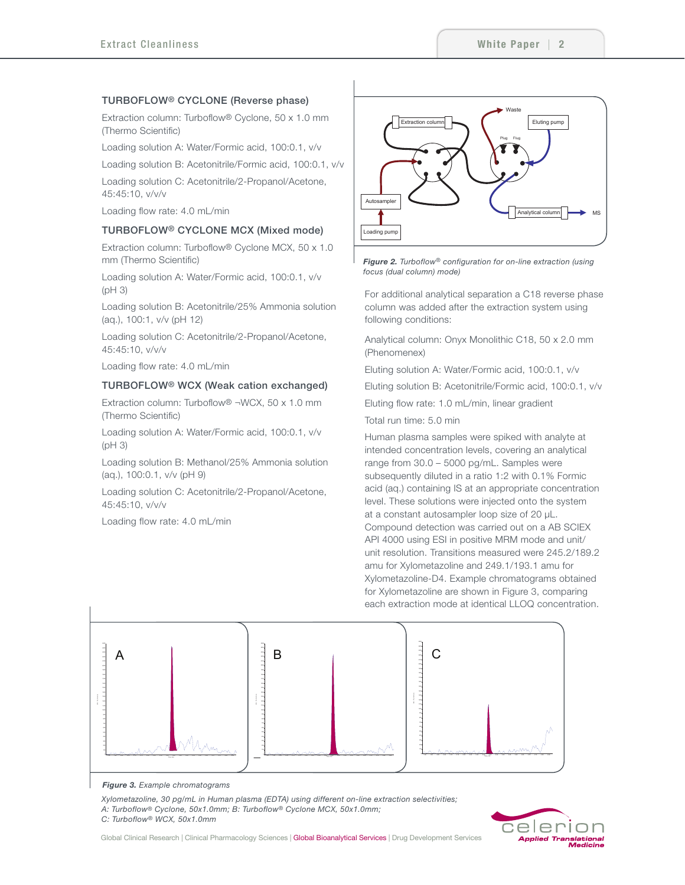### TURBOFLOW® CYCLONE (Reverse phase)

Extraction column: Turboflow® Cyclone, 50 x 1.0 mm (Thermo Scientific)

Loading solution A: Water/Formic acid, 100:0.1, v/v

Loading solution B: Acetonitrile/Formic acid, 100:0.1, v/v

Loading solution C: Acetonitrile/2-Propanol/Acetone, 45:45:10, v/v/v

Loading flow rate: 4.0 mL/min

### TURBOFLOW® CYCLONE MCX (Mixed mode)

Extraction column: Turboflow® Cyclone MCX, 50 x 1.0 mm (Thermo Scientific)

Loading solution A: Water/Formic acid, 100:0.1, v/v (pH 3)

Loading solution B: Acetonitrile/25% Ammonia solution (aq.), 100:1, v/v (pH 12)

Loading solution C: Acetonitrile/2-Propanol/Acetone, 45:45:10, v/v/v

Loading flow rate: 4.0 mL/min

### TURBOFLOW® WCX (Weak cation exchanged)

Extraction column: Turboflow® ¬WCX, 50 x 1.0 mm (Thermo Scientific)

Loading solution A: Water/Formic acid, 100:0.1, v/v (pH 3)

Loading solution B: Methanol/25% Ammonia solution (aq.), 100:0.1, v/v (pH 9)

Loading solution C: Acetonitrile/2-Propanol/Acetone, 45:45:10, v/v/v

Loading flow rate: 4.0 mL/min

***Figure 2.*** *Turboflow® configuration for on-line extraction (using focus (dual column) mode)*

For additional analytical separation a C18 reverse phase column was added after the extraction system using following conditions:

Analytical column: Onyx Monolithic C18, 50 x 2.0 mm (Phenomenex)

Eluting solution A: Water/Formic acid, 100:0.1, v/v

Eluting solution B: Acetonitrile/Formic acid, 100:0.1, v/v

Eluting flow rate: 1.0 mL/min, linear gradient

Total run time: 5.0 min

Human plasma samples were spiked with analyte at intended concentration levels, covering an analytical range from 30.0 – 5000 pg/mL. Samples were subsequently diluted in a ratio 1:2 with 0.1% Formic acid (aq.) containing IS at an appropriate concentration level. These solutions were injected onto the system at a constant autosampler loop size of 20 µL. Compound detection was carried out on a AB SCIEX API 4000 using ESI in positive MRM mode and unit/unit resolution. Transitions measured were 245.2/189.2 amu for Xylometazoline and 249.1/193.1 amu for Xylometazoline-D4. Example chromatograms obtained for Xylometazoline are shown in Figure 3, comparing each extraction mode at identical LLOQ concentration.

***Figure 3.*** *Example chromatograms*

*Xylometazoline, 30 pg/mL in Human plasma (EDTA) using different on-line extraction selectivities;*
*A: Turboflow® Cyclone, 50x1.0mm; B: Turboflow® Cyclone MCX, 50x1.0mm;*
*C: Turboflow® WCX, 50x1.0mm*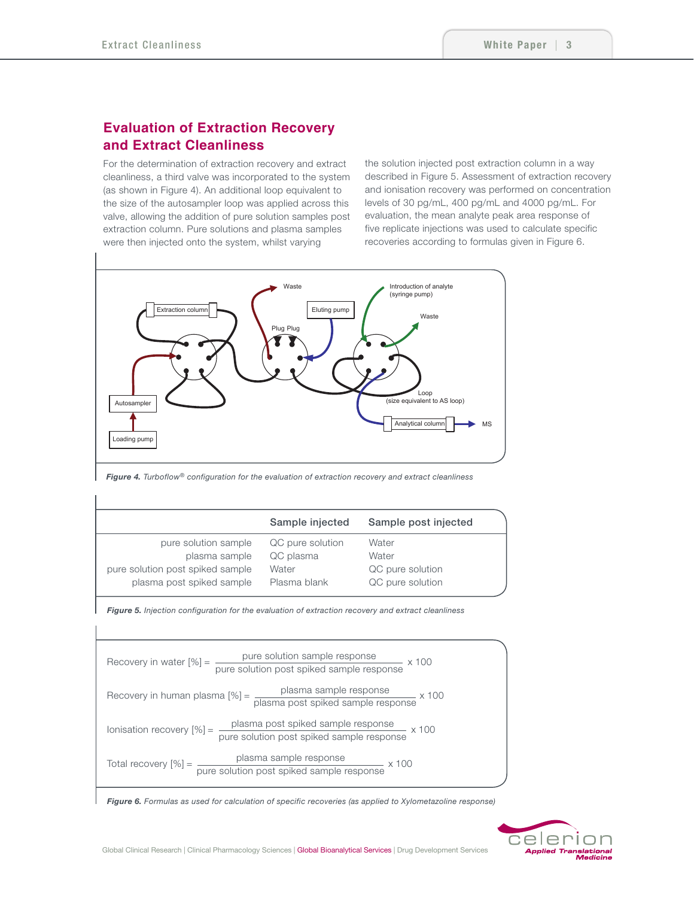## Evaluation of Extraction Recovery and Extract Cleanliness

For the determination of extraction recovery and extract cleanliness, a third valve was incorporated to the system (as shown in Figure 4). An additional loop equivalent to the size of the autosampler loop was applied across this valve, allowing the addition of pure solution samples post extraction column. Pure solutions and plasma samples were then injected onto the system, whilst varying the solution injected post extraction column in a way described in Figure 5. Assessment of extraction recovery and ionisation recovery was performed on concentration levels of 30 pg/mL, 400 pg/mL and 4000 pg/mL. For evaluation, the mean analyte peak area response of five replicate injections was used to calculate specific recoveries according to formulas given in Figure 6.

***Figure 4.*** *Turboflow® configuration for the evaluation of extraction recovery and extract cleanliness*

| | Sample injected | Sample post injected |
|---|---|---|
| pure solution sample | QC pure solution | Water |
| plasma sample | QC plasma | Water |
| pure solution post spiked sample | Water | QC pure solution |
| plasma post spiked sample | Plasma blank | QC pure solution |

***Figure 5.*** *Injection configuration for the evaluation of extraction recovery and extract cleanliness*

$$\text{Recovery in water [\%]} = \frac{\text{pure solution sample response}}{\text{pure solution post spiked sample response}} \times 100$$

$$\text{Recovery in human plasma [\%]} = \frac{\text{plasma sample response}}{\text{plasma post spiked sample response}} \times 100$$

$$\text{Ionisation recovery [\%]} = \frac{\text{plasma post spiked sample response}}{\text{pure solution post spiked sample response}} \times 100$$

$$\text{Total recovery [\%]} = \frac{\text{plasma sample response}}{\text{pure solution post spiked sample response}} \times 100$$

***Figure 6.*** *Formulas as used for calculation of specific recoveries (as applied to Xylometazoline response)*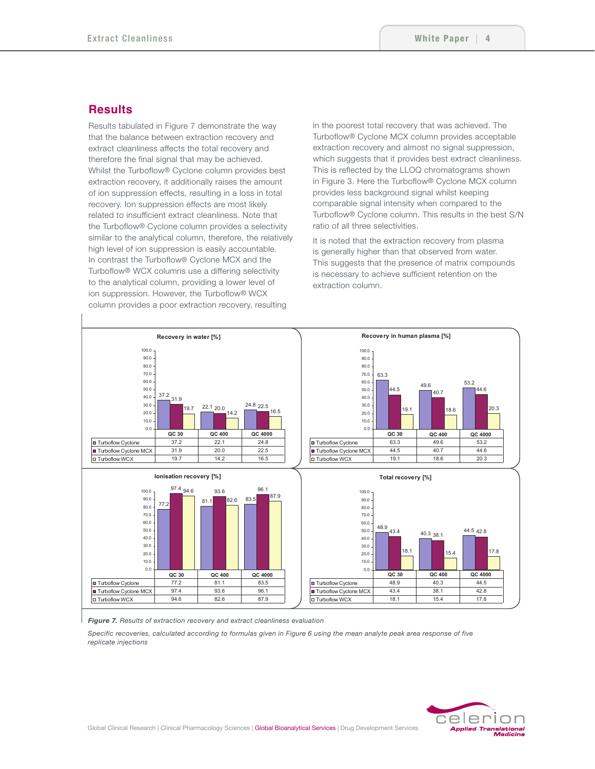## Results

Results tabulated in Figure 7 demonstrate the way that the balance between extraction recovery and extract cleanliness affects the total recovery and therefore the final signal that may be achieved. Whilst the Turboflow® Cyclone column provides best extraction recovery, it additionally raises the amount of ion suppression effects, resulting in a loss in total recovery. Ion suppression effects are most likely related to insufficient extract cleanliness. Note that the Turboflow® Cyclone column provides a selectivity similar to the analytical column, therefore, the relatively high level of ion suppression is easily accountable. In contrast the Turboflow® Cyclone MCX and the Turboflow® WCX columns use a differing selectivity to the analytical column, providing a lower level of ion suppression. However, the Turboflow® WCX column provides a poor extraction recovery, resulting in the poorest total recovery that was achieved. The Turboflow® Cyclone MCX column provides acceptable extraction recovery and almost no signal suppression, which suggests that it provides best extract cleanliness. This is reflected by the LLOQ chromatograms shown in Figure 3. Here the Turboflow® Cyclone MCX column provides less background signal whilst keeping comparable signal intensity when compared to the Turboflow® Cyclone column. This results in the best S/N ratio of all three selectivities.

It is noted that the extraction recovery from plasma is generally higher than that observed from water. This suggests that the presence of matrix compounds is necessary to achieve sufficient retention on the extraction column.

**Recovery in water [%]**

| | QC 30 | QC 400 | QC 4000 |
|---|---|---|---|
| Turboflow Cyclone | 37.2 | 22.1 | 24.8 |
| Turboflow Cyclone MCX | 31.9 | 20.0 | 22.5 |
| Turboflow WCX | 19.7 | 14.2 | 16.5 |

**Recovery in human plasma [%]**

| | QC 30 | QC 400 | QC 4000 |
|---|---|---|---|
| Turboflow Cyclone | 63.3 | 49.6 | 53.2 |
| Turboflow Cyclone MCX | 44.5 | 40.7 | 44.6 |
| Turboflow WCX | 19.1 | 18.6 | 20.3 |

**Ionisation recovery [%]**

| | QC 30 | QC 400 | QC 4000 |
|---|---|---|---|
| Turboflow Cyclone | 77.2 | 81.1 | 83.5 |
| Turboflow Cyclone MCX | 97.4 | 93.6 | 96.1 |
| Turboflow WCX | 94.6 | 82.6 | 87.9 |

**Total recovery [%]**

| | QC 30 | QC 400 | QC 4000 |
|---|---|---|---|
| Turboflow Cyclone | 48.9 | 40.3 | 44.5 |
| Turboflow Cyclone MCX | 43.4 | 38.1 | 42.8 |
| Turboflow WCX | 18.1 | 15.4 | 17.8 |

***Figure 7.*** *Results of extraction recovery and extract cleanliness evaluation*

*Specific recoveries, calculated according to formulas given in Figure 6 using the mean analyte peak area response of five replicate injections*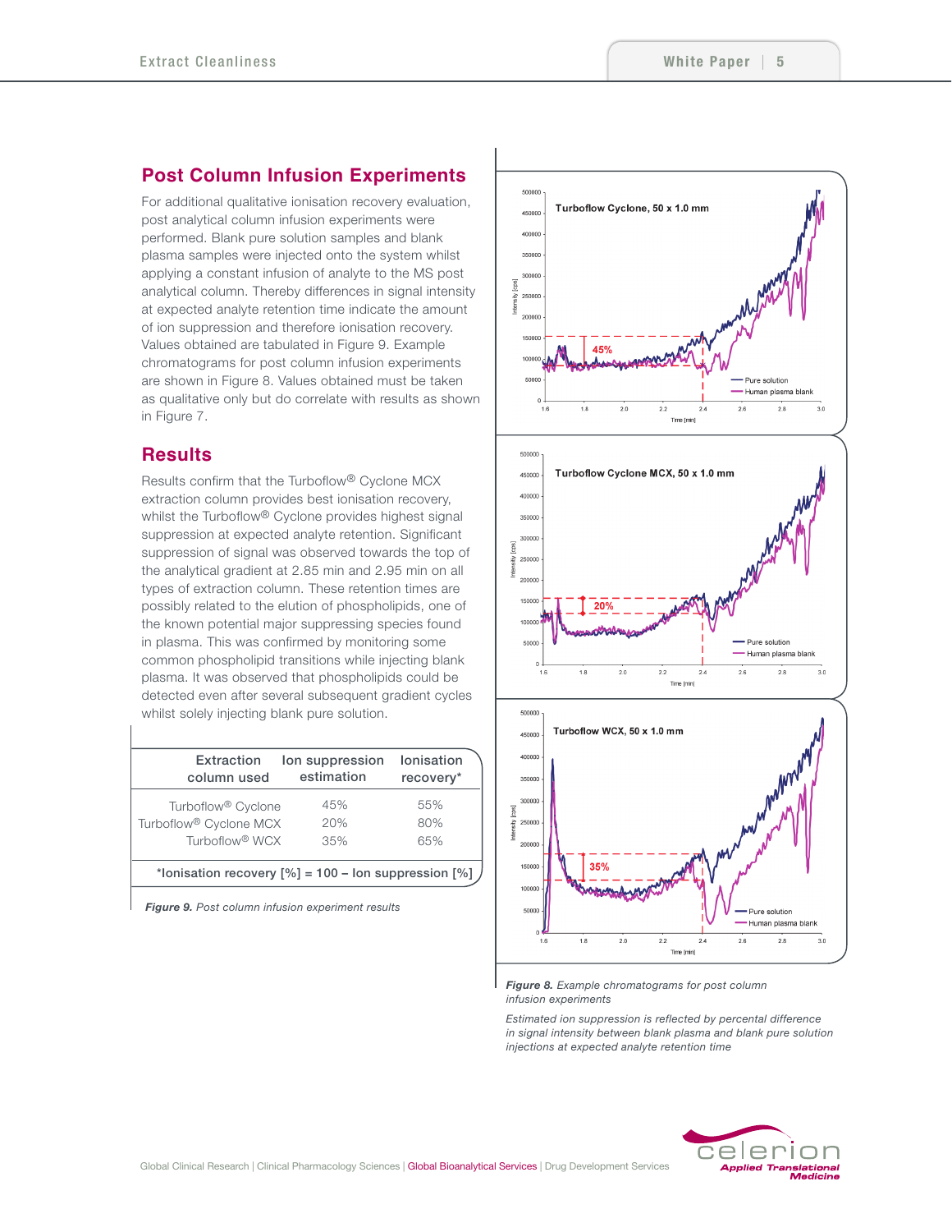## Post Column Infusion Experiments

For additional qualitative ionisation recovery evaluation, post analytical column infusion experiments were performed. Blank pure solution samples and blank plasma samples were injected onto the system whilst applying a constant infusion of analyte to the MS post analytical column. Thereby differences in signal intensity at expected analyte retention time indicate the amount of ion suppression and therefore ionisation recovery. Values obtained are tabulated in Figure 9. Example chromatograms for post column infusion experiments are shown in Figure 8. Values obtained must be taken as qualitative only but do correlate with results as shown in Figure 7.

## Results

Results confirm that the Turboflow® Cyclone MCX extraction column provides best ionisation recovery, whilst the Turboflow® Cyclone provides highest signal suppression at expected analyte retention. Significant suppression of signal was observed towards the top of the analytical gradient at 2.85 min and 2.95 min on all types of extraction column. These retention times are possibly related to the elution of phospholipids, one of the known potential major suppressing species found in plasma. This was confirmed by monitoring some common phospholipid transitions while injecting blank plasma. It was observed that phospholipids could be detected even after several subsequent gradient cycles whilst solely injecting blank pure solution.

| Extraction column used | Ion suppression estimation | Ionisation recovery* |
|---|---|---|
| Turboflow® Cyclone | 45% | 55% |
| Turboflow® Cyclone MCX | 20% | 80% |
| Turboflow® WCX | 35% | 65% |

*Ionisation recovery [%] = 100 – Ion suppression [%]

*Figure 9. Post column infusion experiment results*

*Figure 8. Example chromatograms for post column infusion experiments*

*Estimated ion suppression is reflected by percental difference in signal intensity between blank plasma and blank pure solution injections at expected analyte retention time*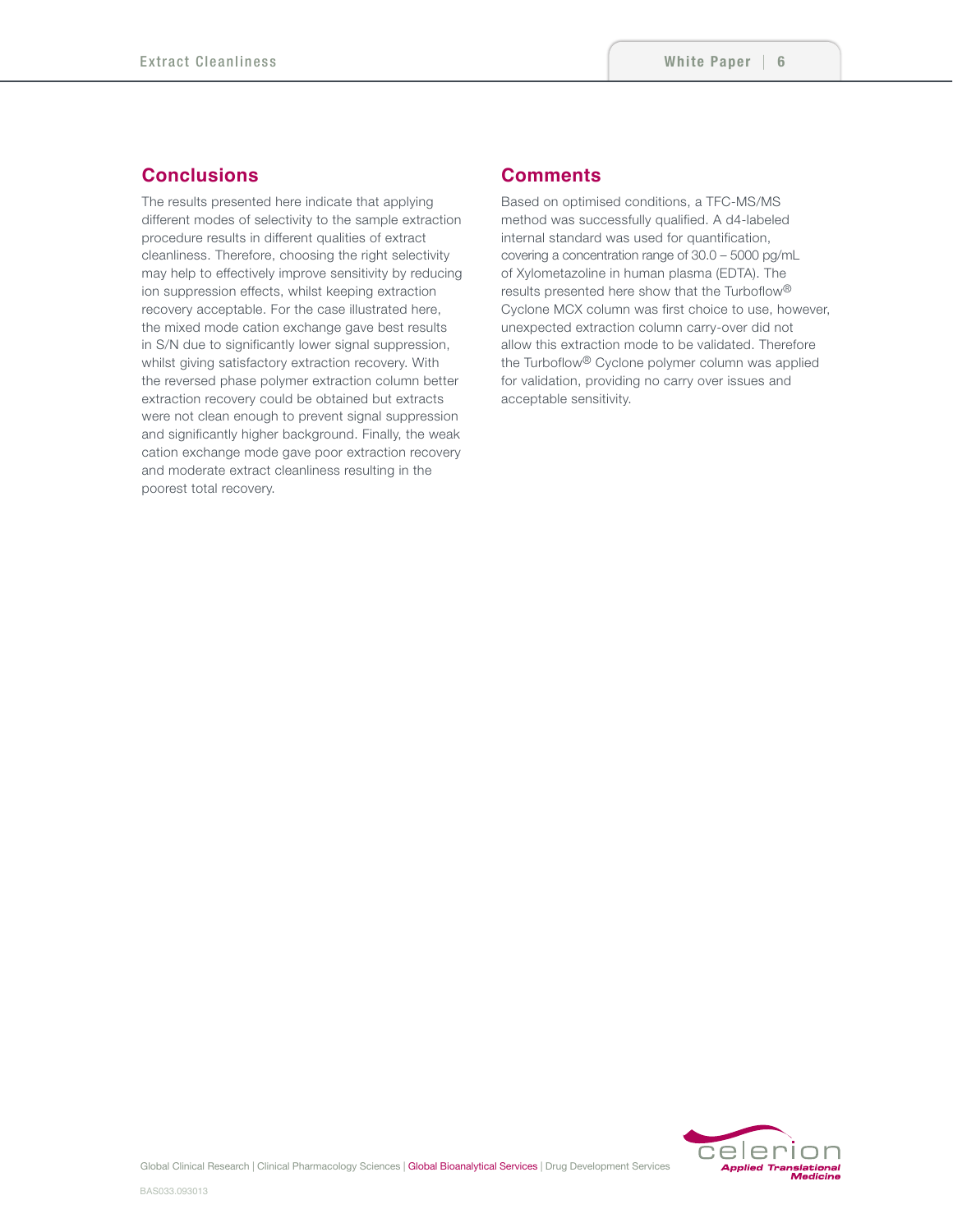## Conclusions

The results presented here indicate that applying different modes of selectivity to the sample extraction procedure results in different qualities of extract cleanliness. Therefore, choosing the right selectivity may help to effectively improve sensitivity by reducing ion suppression effects, whilst keeping extraction recovery acceptable. For the case illustrated here, the mixed mode cation exchange gave best results in S/N due to significantly lower signal suppression, whilst giving satisfactory extraction recovery. With the reversed phase polymer extraction column better extraction recovery could be obtained but extracts were not clean enough to prevent signal suppression and significantly higher background. Finally, the weak cation exchange mode gave poor extraction recovery and moderate extract cleanliness resulting in the poorest total recovery.

## Comments

Based on optimised conditions, a TFC-MS/MS method was successfully qualified. A d4-labeled internal standard was used for quantification, covering a concentration range of 30.0 – 5000 pg/mL of Xylometazoline in human plasma (EDTA). The results presented here show that the Turboflow® Cyclone MCX column was first choice to use, however, unexpected extraction column carry-over did not allow this extraction mode to be validated. Therefore the Turboflow® Cyclone polymer column was applied for validation, providing no carry over issues and acceptable sensitivity.